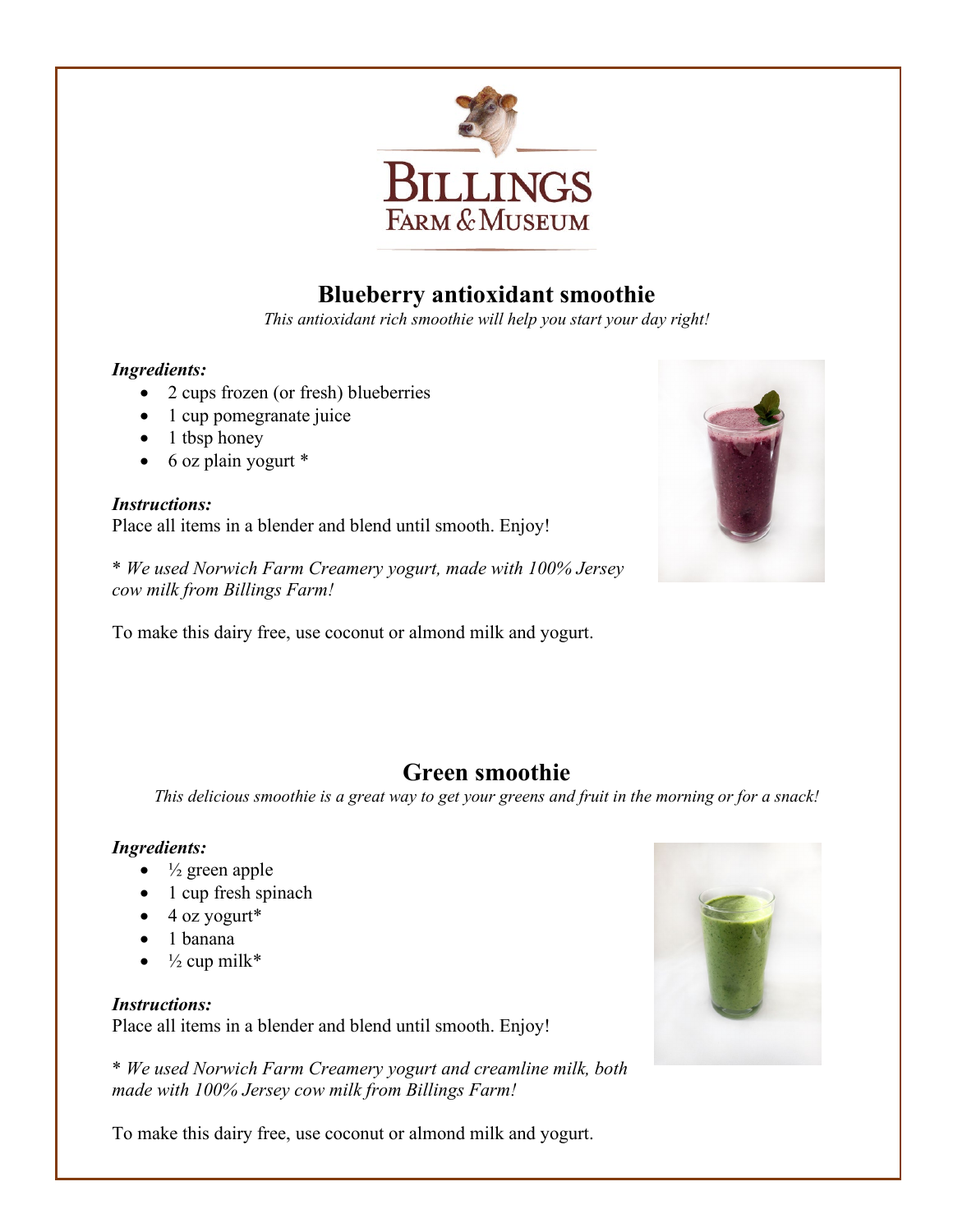BILLINGS FARM & MUSEUM

## Blueberry antioxidant smoothie

*This antioxidant rich smoothie will help you start your day right!*

***Ingredients:***

- 2 cups frozen (or fresh) blueberries
- 1 cup pomegranate juice
- 1 tbsp honey
- 6 oz plain yogurt *

***Instructions:***

Place all items in a blender and blend until smooth. Enjoy!

* *We used Norwich Farm Creamery yogurt, made with 100% Jersey cow milk from Billings Farm!*

To make this dairy free, use coconut or almond milk and yogurt.

## Green smoothie

*This delicious smoothie is a great way to get your greens and fruit in the morning or for a snack!*

***Ingredients:***

- ½ green apple
- 1 cup fresh spinach
- 4 oz yogurt*
- 1 banana
- ½ cup milk*

***Instructions:***

Place all items in a blender and blend until smooth. Enjoy!

* *We used Norwich Farm Creamery yogurt and creamline milk, both made with 100% Jersey cow milk from Billings Farm!*

To make this dairy free, use coconut or almond milk and yogurt.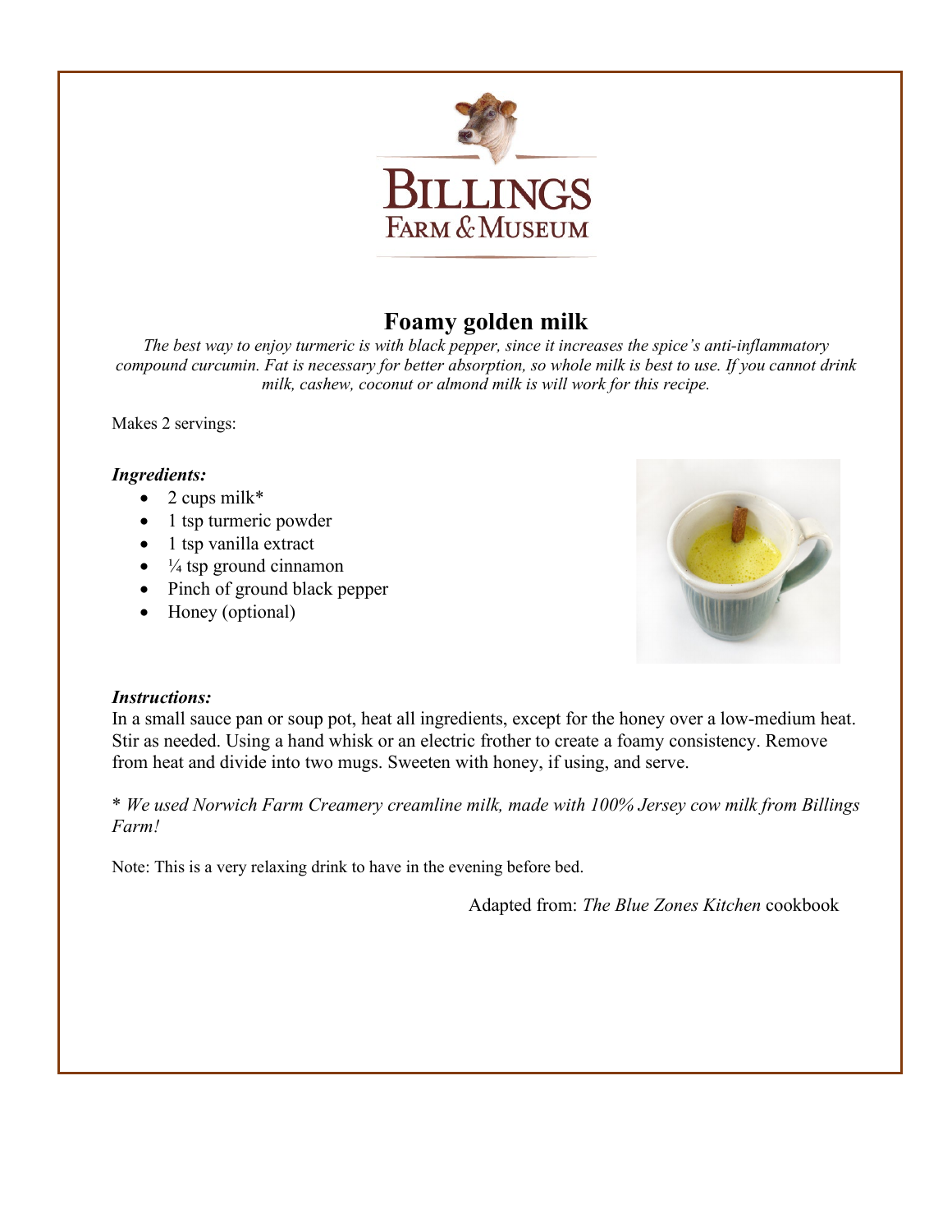# Billings Farm & Museum

## Foamy golden milk

*The best way to enjoy turmeric is with black pepper, since it increases the spice's anti-inflammatory compound curcumin. Fat is necessary for better absorption, so whole milk is best to use. If you cannot drink milk, cashew, coconut or almond milk is will work for this recipe.*

Makes 2 servings:

***Ingredients:***

- 2 cups milk*
- 1 tsp turmeric powder
- 1 tsp vanilla extract
- ¼ tsp ground cinnamon
- Pinch of ground black pepper
- Honey (optional)

***Instructions:***

In a small sauce pan or soup pot, heat all ingredients, except for the honey over a low-medium heat. Stir as needed. Using a hand whisk or an electric frother to create a foamy consistency. Remove from heat and divide into two mugs. Sweeten with honey, if using, and serve.

* *We used Norwich Farm Creamery creamline milk, made with 100% Jersey cow milk from Billings Farm!*

Note: This is a very relaxing drink to have in the evening before bed.

Adapted from: *The Blue Zones Kitchen* cookbook